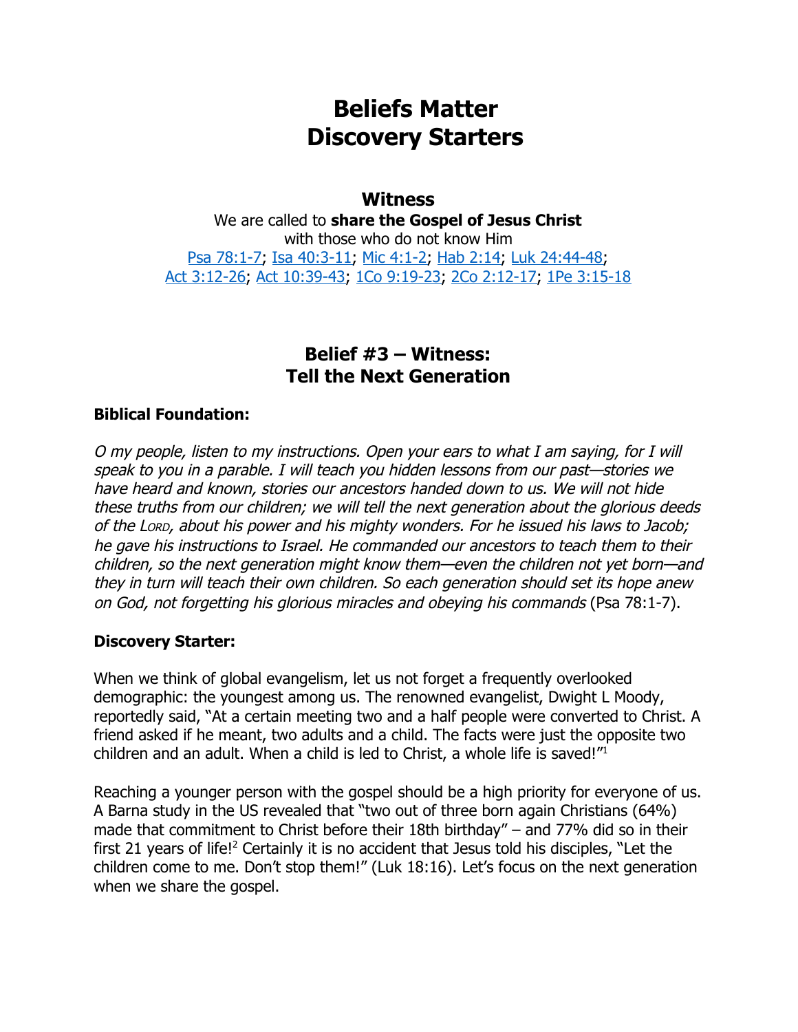# Beliefs Matter
# Discovery Starters

## Witness

We are called to **share the Gospel of Jesus Christ**
with those who do not know Him

Psa 78:1-7; Isa 40:3-11; Mic 4:1-2; Hab 2:14; Luk 24:44-48; Act 3:12-26; Act 10:39-43; 1Co 9:19-23; 2Co 2:12-17; 1Pe 3:15-18

## Belief #3 – Witness: Tell the Next Generation

**Biblical Foundation:**

*O my people, listen to my instructions. Open your ears to what I am saying, for I will speak to you in a parable. I will teach you hidden lessons from our past—stories we have heard and known, stories our ancestors handed down to us. We will not hide these truths from our children; we will tell the next generation about the glorious deeds of the LORD, about his power and his mighty wonders. For he issued his laws to Jacob; he gave his instructions to Israel. He commanded our ancestors to teach them to their children, so the next generation might know them—even the children not yet born—and they in turn will teach their own children. So each generation should set its hope anew on God, not forgetting his glorious miracles and obeying his commands* (Psa 78:1-7).

**Discovery Starter:**

When we think of global evangelism, let us not forget a frequently overlooked demographic: the youngest among us. The renowned evangelist, Dwight L Moody, reportedly said, "At a certain meeting two and a half people were converted to Christ. A friend asked if he meant, two adults and a child. The facts were just the opposite two children and an adult. When a child is led to Christ, a whole life is saved!"[1]

Reaching a younger person with the gospel should be a high priority for everyone of us. A Barna study in the US revealed that "two out of three born again Christians (64%) made that commitment to Christ before their 18th birthday" – and 77% did so in their first 21 years of life![2] Certainly it is no accident that Jesus told his disciples, "Let the children come to me. Don't stop them!" (Luk 18:16). Let's focus on the next generation when we share the gospel.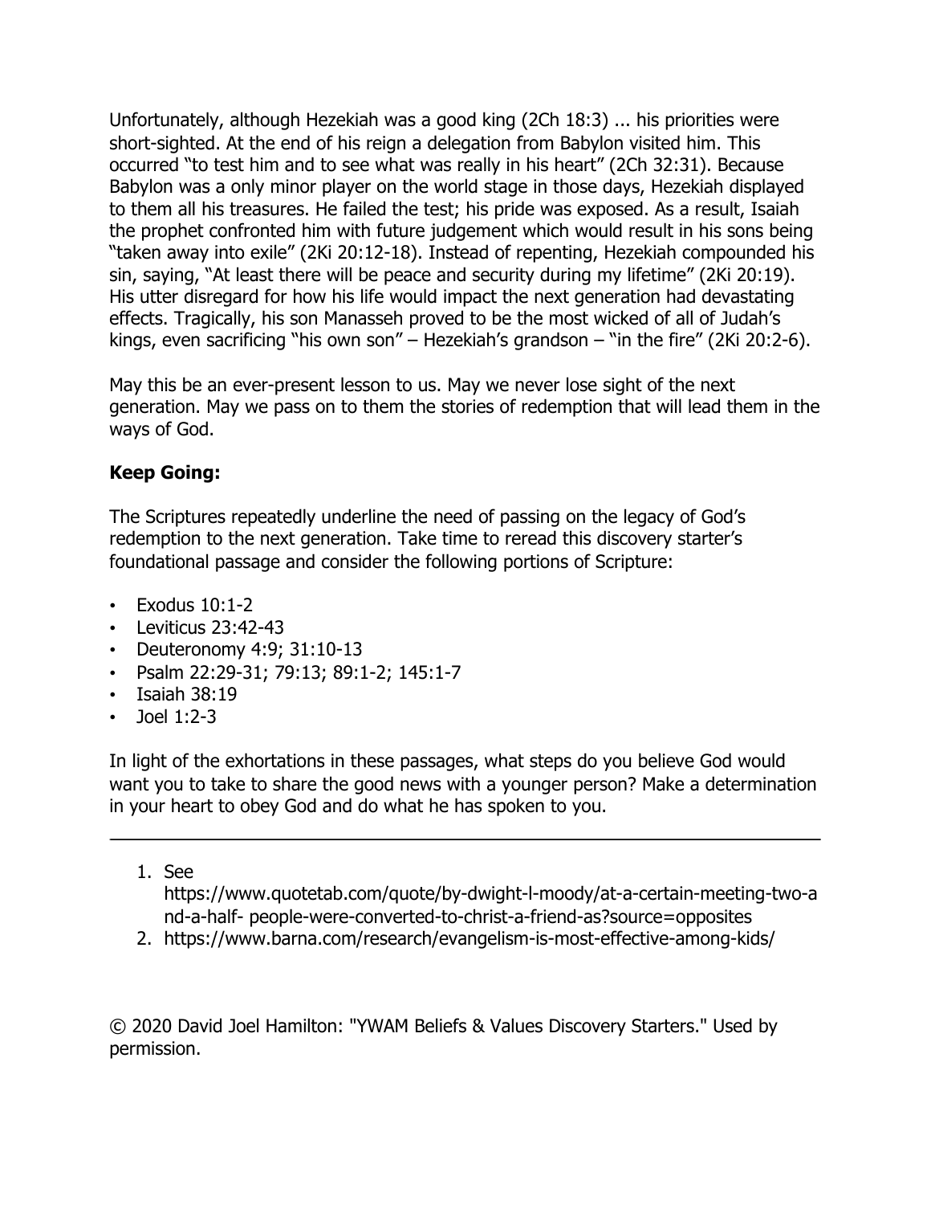Unfortunately, although Hezekiah was a good king (2Ch 18:3) ... his priorities were short-sighted. At the end of his reign a delegation from Babylon visited him. This occurred "to test him and to see what was really in his heart" (2Ch 32:31). Because Babylon was a only minor player on the world stage in those days, Hezekiah displayed to them all his treasures. He failed the test; his pride was exposed. As a result, Isaiah the prophet confronted him with future judgement which would result in his sons being "taken away into exile" (2Ki 20:12-18). Instead of repenting, Hezekiah compounded his sin, saying, "At least there will be peace and security during my lifetime" (2Ki 20:19). His utter disregard for how his life would impact the next generation had devastating effects. Tragically, his son Manasseh proved to be the most wicked of all of Judah's kings, even sacrificing "his own son" – Hezekiah's grandson – "in the fire" (2Ki 20:2-6).

May this be an ever-present lesson to us. May we never lose sight of the next generation. May we pass on to them the stories of redemption that will lead them in the ways of God.

**Keep Going:**

The Scriptures repeatedly underline the need of passing on the legacy of God's redemption to the next generation. Take time to reread this discovery starter's foundational passage and consider the following portions of Scripture:

- Exodus 10:1-2
- Leviticus 23:42-43
- Deuteronomy 4:9; 31:10-13
- Psalm 22:29-31; 79:13; 89:1-2; 145:1-7
- Isaiah 38:19
- Joel 1:2-3

In light of the exhortations in these passages, what steps do you believe God would want you to take to share the good news with a younger person? Make a determination in your heart to obey God and do what he has spoken to you.

---

1. See https://www.quotetab.com/quote/by-dwight-l-moody/at-a-certain-meeting-two-and-a-half- people-were-converted-to-christ-a-friend-as?source=opposites
2. https://www.barna.com/research/evangelism-is-most-effective-among-kids/

© 2020 David Joel Hamilton: "YWAM Beliefs & Values Discovery Starters." Used by permission.